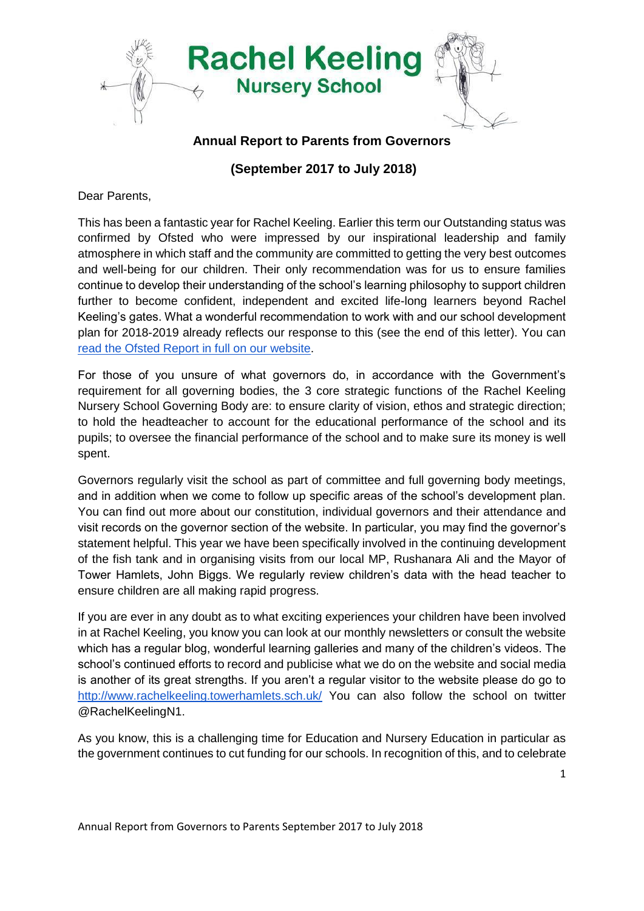# Rachel Keeling Nursery School

## Annual Report to Parents from Governors

## (September 2017 to July 2018)

Dear Parents,

This has been a fantastic year for Rachel Keeling. Earlier this term our Outstanding status was confirmed by Ofsted who were impressed by our inspirational leadership and family atmosphere in which staff and the community are committed to getting the very best outcomes and well-being for our children. Their only recommendation was for us to ensure families continue to develop their understanding of the school's learning philosophy to support children further to become confident, independent and excited life-long learners beyond Rachel Keeling's gates. What a wonderful recommendation to work with and our school development plan for 2018-2019 already reflects our response to this (see the end of this letter). You can [read the Ofsted Report in full on our website](#).

For those of you unsure of what governors do, in accordance with the Government's requirement for all governing bodies, the 3 core strategic functions of the Rachel Keeling Nursery School Governing Body are: to ensure clarity of vision, ethos and strategic direction; to hold the headteacher to account for the educational performance of the school and its pupils; to oversee the financial performance of the school and to make sure its money is well spent.

Governors regularly visit the school as part of committee and full governing body meetings, and in addition when we come to follow up specific areas of the school's development plan. You can find out more about our constitution, individual governors and their attendance and visit records on the governor section of the website. In particular, you may find the governor's statement helpful. This year we have been specifically involved in the continuing development of the fish tank and in organising visits from our local MP, Rushanara Ali and the Mayor of Tower Hamlets, John Biggs. We regularly review children's data with the head teacher to ensure children are all making rapid progress.

If you are ever in any doubt as to what exciting experiences your children have been involved in at Rachel Keeling, you know you can look at our monthly newsletters or consult the website which has a regular blog, wonderful learning galleries and many of the children's videos. The school's continued efforts to record and publicise what we do on the website and social media is another of its great strengths. If you aren't a regular visitor to the website please do go to http://www.rachelkeeling.towerhamlets.sch.uk/ You can also follow the school on twitter @RachelKeelingN1.

As you know, this is a challenging time for Education and Nursery Education in particular as the government continues to cut funding for our schools. In recognition of this, and to celebrate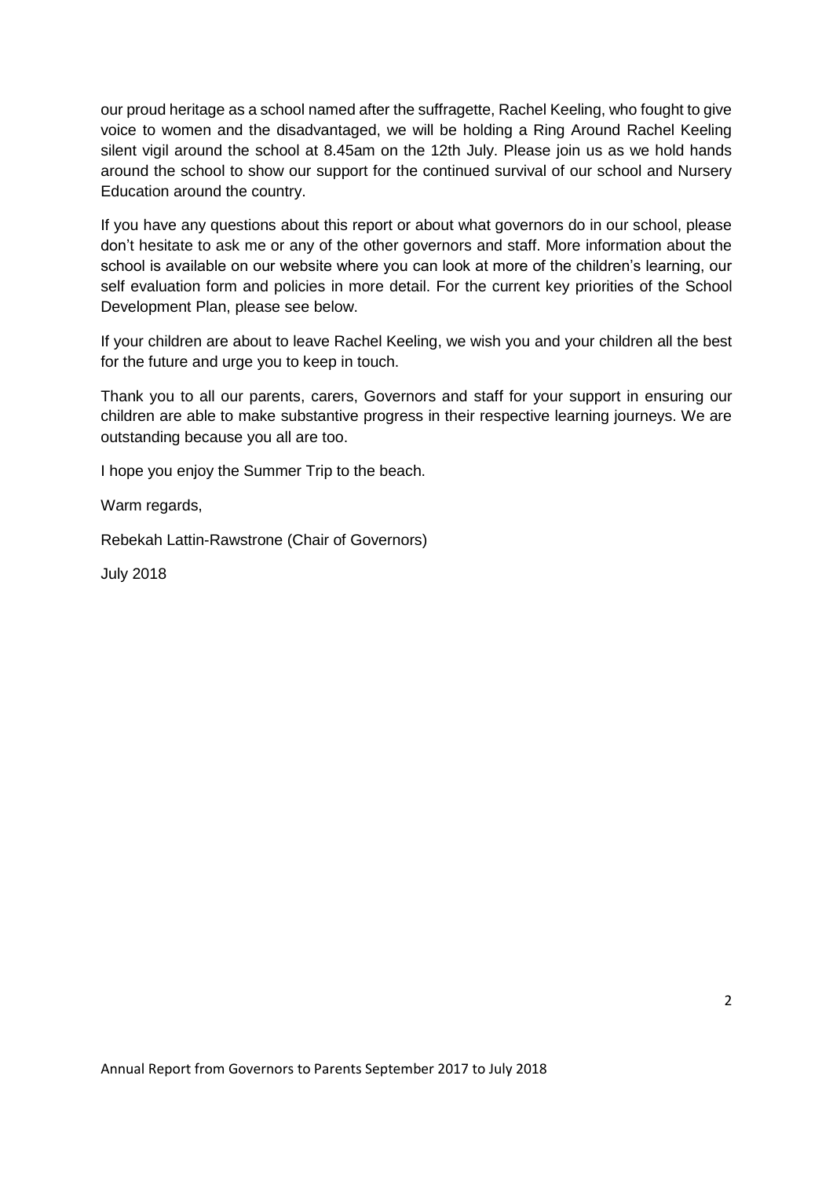our proud heritage as a school named after the suffragette, Rachel Keeling, who fought to give voice to women and the disadvantaged, we will be holding a Ring Around Rachel Keeling silent vigil around the school at 8.45am on the 12th July. Please join us as we hold hands around the school to show our support for the continued survival of our school and Nursery Education around the country.

If you have any questions about this report or about what governors do in our school, please don't hesitate to ask me or any of the other governors and staff. More information about the school is available on our website where you can look at more of the children's learning, our self evaluation form and policies in more detail. For the current key priorities of the School Development Plan, please see below.

If your children are about to leave Rachel Keeling, we wish you and your children all the best for the future and urge you to keep in touch.

Thank you to all our parents, carers, Governors and staff for your support in ensuring our children are able to make substantive progress in their respective learning journeys. We are outstanding because you all are too.

I hope you enjoy the Summer Trip to the beach.

Warm regards,

Rebekah Lattin-Rawstrone (Chair of Governors)

July 2018